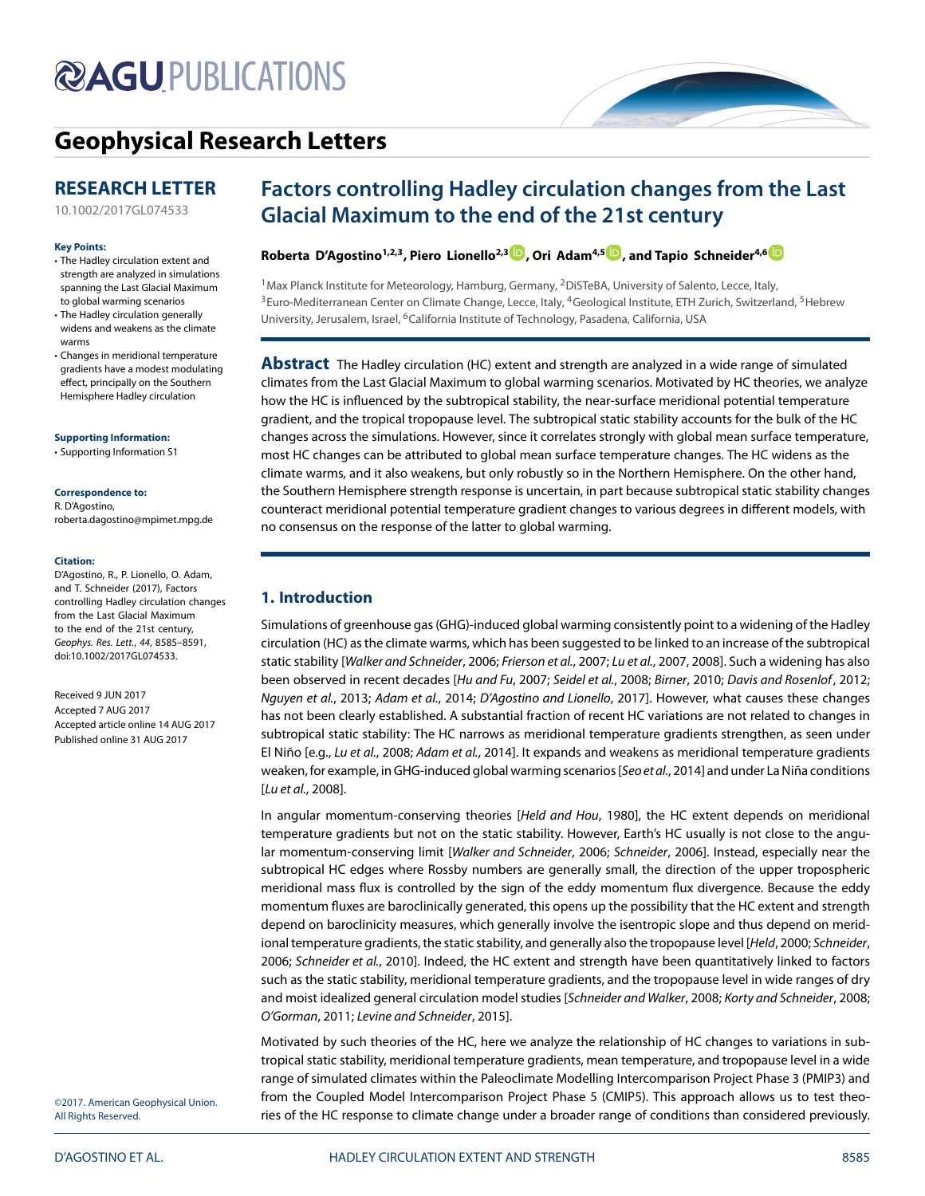# Geophysical Research Letters

## RESEARCH LETTER

10.1002/2017GL074533

**Key Points:**

- The Hadley circulation extent and strength are analyzed in simulations spanning the Last Glacial Maximum to global warming scenarios
- The Hadley circulation generally widens and weakens as the climate warms
- Changes in meridional temperature gradients have a modest modulating effect, principally on the Southern Hemisphere Hadley circulation

**Supporting Information:**

- Supporting Information S1

**Correspondence to:**

R. D'Agostino,
roberta.dagostino@mpimet.mpg.de

**Citation:**

D'Agostino, R., P. Lionello, O. Adam, and T. Schneider (2017), Factors controlling Hadley circulation changes from the Last Glacial Maximum to the end of the 21st century, *Geophys. Res. Lett.*, *44*, 8585–8591, doi:10.1002/2017GL074533.

Received 9 JUN 2017
Accepted 7 AUG 2017
Accepted article online 14 AUG 2017
Published online 31 AUG 2017

©2017. American Geophysical Union. All Rights Reserved.

# Factors controlling Hadley circulation changes from the Last Glacial Maximum to the end of the 21st century

**Roberta D'Agostino[1,2,3], Piero Lionello[2,3], Ori Adam[4,5], and Tapio Schneider[4,6]**

[1]Max Planck Institute for Meteorology, Hamburg, Germany, [2]DiSTeBA, University of Salento, Lecce, Italy, [3]Euro-Mediterranean Center on Climate Change, Lecce, Italy, [4]Geological Institute, ETH Zurich, Switzerland, [5]Hebrew University, Jerusalem, Israel, [6]California Institute of Technology, Pasadena, California, USA

**Abstract** The Hadley circulation (HC) extent and strength are analyzed in a wide range of simulated climates from the Last Glacial Maximum to global warming scenarios. Motivated by HC theories, we analyze how the HC is influenced by the subtropical stability, the near-surface meridional potential temperature gradient, and the tropical tropopause level. The subtropical static stability accounts for the bulk of the HC changes across the simulations. However, since it correlates strongly with global mean surface temperature, most HC changes can be attributed to global mean surface temperature changes. The HC widens as the climate warms, and it also weakens, but only robustly so in the Northern Hemisphere. On the other hand, the Southern Hemisphere strength response is uncertain, in part because subtropical static stability changes counteract meridional potential temperature gradient changes to various degrees in different models, with no consensus on the response of the latter to global warming.

## 1. Introduction

Simulations of greenhouse gas (GHG)-induced global warming consistently point to a widening of the Hadley circulation (HC) as the climate warms, which has been suggested to be linked to an increase of the subtropical static stability [*Walker and Schneider*, 2006; *Frierson et al.*, 2007; *Lu et al.*, 2007, 2008]. Such a widening has also been observed in recent decades [*Hu and Fu*, 2007; *Seidel et al.*, 2008; *Birner*, 2010; *Davis and Rosenlof*, 2012; *Nguyen et al.*, 2013; *Adam et al.*, 2014; *D'Agostino and Lionello*, 2017]. However, what causes these changes has not been clearly established. A substantial fraction of recent HC variations are not related to changes in subtropical static stability: The HC narrows as meridional temperature gradients strengthen, as seen under El Niño [e.g., *Lu et al.*, 2008; *Adam et al.*, 2014]. It expands and weakens as meridional temperature gradients weaken, for example, in GHG-induced global warming scenarios [*Seo et al.*, 2014] and under La Niña conditions [*Lu et al.*, 2008].

In angular momentum-conserving theories [*Held and Hou*, 1980], the HC extent depends on meridional temperature gradients but not on the static stability. However, Earth's HC usually is not close to the angular momentum-conserving limit [*Walker and Schneider*, 2006; *Schneider*, 2006]. Instead, especially near the subtropical HC edges where Rossby numbers are generally small, the direction of the upper tropospheric meridional mass flux is controlled by the sign of the eddy momentum flux divergence. Because the eddy momentum fluxes are baroclinically generated, this opens up the possibility that the HC extent and strength depend on baroclinicity measures, which generally involve the isentropic slope and thus depend on meridional temperature gradients, the static stability, and generally also the tropopause level [*Held*, 2000; *Schneider*, 2006; *Schneider et al.*, 2010]. Indeed, the HC extent and strength have been quantitatively linked to factors such as the static stability, meridional temperature gradients, and the tropopause level in wide ranges of dry and moist idealized general circulation model studies [*Schneider and Walker*, 2008; *Korty and Schneider*, 2008; *O'Gorman*, 2011; *Levine and Schneider*, 2015].

Motivated by such theories of the HC, here we analyze the relationship of HC changes to variations in subtropical static stability, meridional temperature gradients, mean temperature, and tropopause level in a wide range of simulated climates within the Paleoclimate Modelling Intercomparison Project Phase 3 (PMIP3) and from the Coupled Model Intercomparison Project Phase 5 (CMIP5). This approach allows us to test theories of the HC response to climate change under a broader range of conditions than considered previously.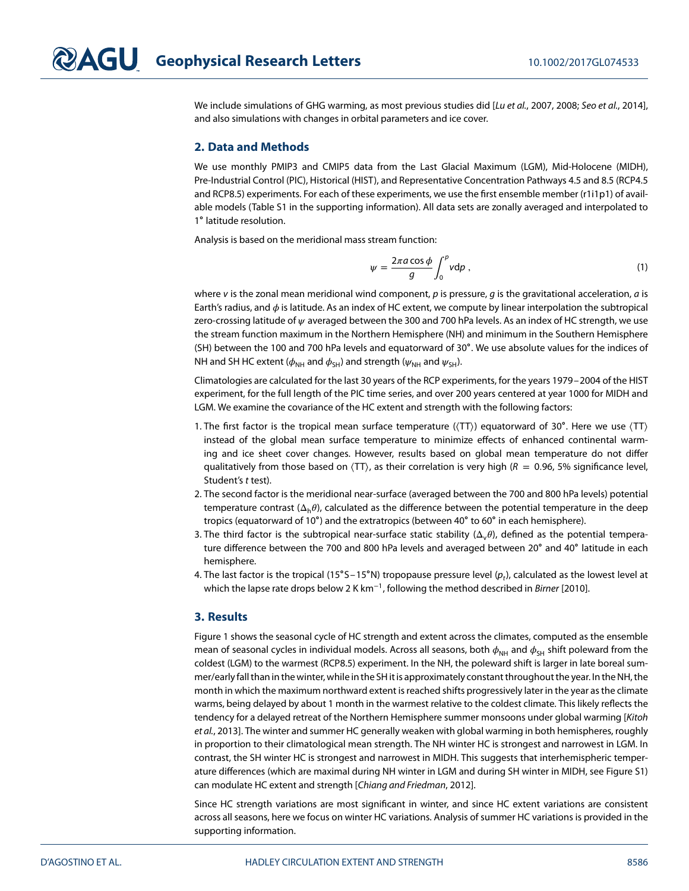We include simulations of GHG warming, as most previous studies did [*Lu et al.*, 2007, 2008; *Seo et al.*, 2014], and also simulations with changes in orbital parameters and ice cover.

## 2. Data and Methods

We use monthly PMIP3 and CMIP5 data from the Last Glacial Maximum (LGM), Mid-Holocene (MIDH), Pre-Industrial Control (PIC), Historical (HIST), and Representative Concentration Pathways 4.5 and 8.5 (RCP4.5 and RCP8.5) experiments. For each of these experiments, we use the first ensemble member (r1i1p1) of available models (Table S1 in the supporting information). All data sets are zonally averaged and interpolated to 1° latitude resolution.

Analysis is based on the meridional mass stream function:

$$\psi = \frac{2\pi a \cos\phi}{g} \int_0^p v \mathrm{d}p \,, \tag{1}$$

where $v$ is the zonal mean meridional wind component, $p$ is pressure, $g$ is the gravitational acceleration, $a$ is Earth's radius, and $\phi$ is latitude. As an index of HC extent, we compute by linear interpolation the subtropical zero-crossing latitude of $\psi$ averaged between the 300 and 700 hPa levels. As an index of HC strength, we use the stream function maximum in the Northern Hemisphere (NH) and minimum in the Southern Hemisphere (SH) between the 100 and 700 hPa levels and equatorward of 30°. We use absolute values for the indices of NH and SH HC extent ($\phi_{NH}$ and $\phi_{SH}$) and strength ($\psi_{NH}$ and $\psi_{SH}$).

Climatologies are calculated for the last 30 years of the RCP experiments, for the years 1979–2004 of the HIST experiment, for the full length of the PIC time series, and over 200 years centered at year 1000 for MIDH and LGM. We examine the covariance of the HC extent and strength with the following factors:

1. The first factor is the tropical mean surface temperature ($\langle TT \rangle$) equatorward of 30°. Here we use $\langle TT \rangle$ instead of the global mean surface temperature to minimize effects of enhanced continental warming and ice sheet cover changes. However, results based on global mean temperature do not differ qualitatively from those based on $\langle TT \rangle$, as their correlation is very high ($R = 0.96$, 5% significance level, Student's $t$ test).
2. The second factor is the meridional near-surface (averaged between the 700 and 800 hPa levels) potential temperature contrast ($\Delta_h\theta$), calculated as the difference between the potential temperature in the deep tropics (equatorward of 10°) and the extratropics (between 40° to 60° in each hemisphere).
3. The third factor is the subtropical near-surface static stability ($\Delta_v\theta$), defined as the potential temperature difference between the 700 and 800 hPa levels and averaged between 20° and 40° latitude in each hemisphere.
4. The last factor is the tropical (15°S–15°N) tropopause pressure level ($p_t$), calculated as the lowest level at which the lapse rate drops below 2 K km$^{-1}$, following the method described in *Birner* [2010].

## 3. Results

Figure 1 shows the seasonal cycle of HC strength and extent across the climates, computed as the ensemble mean of seasonal cycles in individual models. Across all seasons, both $\phi_{NH}$ and $\phi_{SH}$ shift poleward from the coldest (LGM) to the warmest (RCP8.5) experiment. In the NH, the poleward shift is larger in late boreal summer/early fall than in the winter, while in the SH it is approximately constant throughout the year. In the NH, the month in which the maximum northward extent is reached shifts progressively later in the year as the climate warms, being delayed by about 1 month in the warmest relative to the coldest climate. This likely reflects the tendency for a delayed retreat of the Northern Hemisphere summer monsoons under global warming [*Kitoh et al.*, 2013]. The winter and summer HC generally weaken with global warming in both hemispheres, roughly in proportion to their climatological mean strength. The NH winter HC is strongest and narrowest in LGM. In contrast, the SH winter HC is strongest and narrowest in MIDH. This suggests that interhemispheric temperature differences (which are maximal during NH winter in LGM and during SH winter in MIDH, see Figure S1) can modulate HC extent and strength [*Chiang and Friedman*, 2012].

Since HC strength variations are most significant in winter, and since HC extent variations are consistent across all seasons, here we focus on winter HC variations. Analysis of summer HC variations is provided in the supporting information.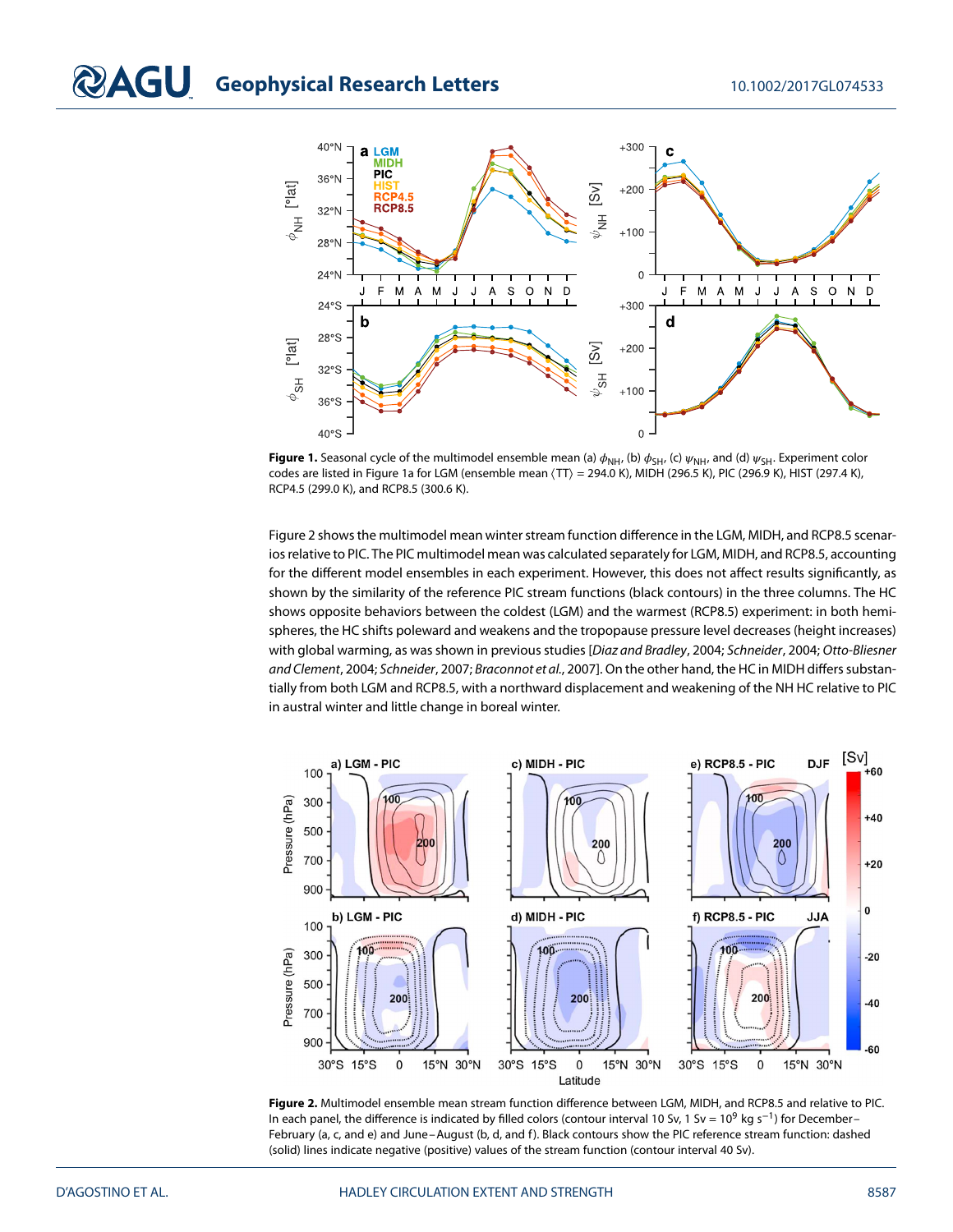**Figure 1.** Seasonal cycle of the multimodel ensemble mean (a) $\phi_{NH}$, (b) $\phi_{SH}$, (c) $\psi_{NH}$, and (d) $\psi_{SH}$. Experiment color codes are listed in Figure 1a for LGM (ensemble mean $\langle TT \rangle$ = 294.0 K), MIDH (296.5 K), PIC (296.9 K), HIST (297.4 K), RCP4.5 (299.0 K), and RCP8.5 (300.6 K).

Figure 2 shows the multimodel mean winter stream function difference in the LGM, MIDH, and RCP8.5 scenarios relative to PIC. The PIC multimodel mean was calculated separately for LGM, MIDH, and RCP8.5, accounting for the different model ensembles in each experiment. However, this does not affect results significantly, as shown by the similarity of the reference PIC stream functions (black contours) in the three columns. The HC shows opposite behaviors between the coldest (LGM) and the warmest (RCP8.5) experiment: in both hemispheres, the HC shifts poleward and weakens and the tropopause pressure level decreases (height increases) with global warming, as was shown in previous studies [*Diaz and Bradley*, 2004; *Schneider*, 2004; *Otto-Bliesner and Clement*, 2004; *Schneider*, 2007; *Braconnot et al.*, 2007]. On the other hand, the HC in MIDH differs substantially from both LGM and RCP8.5, with a northward displacement and weakening of the NH HC relative to PIC in austral winter and little change in boreal winter.

**Figure 2.** Multimodel ensemble mean stream function difference between LGM, MIDH, and RCP8.5 and relative to PIC. In each panel, the difference is indicated by filled colors (contour interval 10 Sv, 1 Sv = $10^9$ kg s$^{-1}$) for December–February (a, c, and e) and June–August (b, d, and f). Black contours show the PIC reference stream function: dashed (solid) lines indicate negative (positive) values of the stream function (contour interval 40 Sv).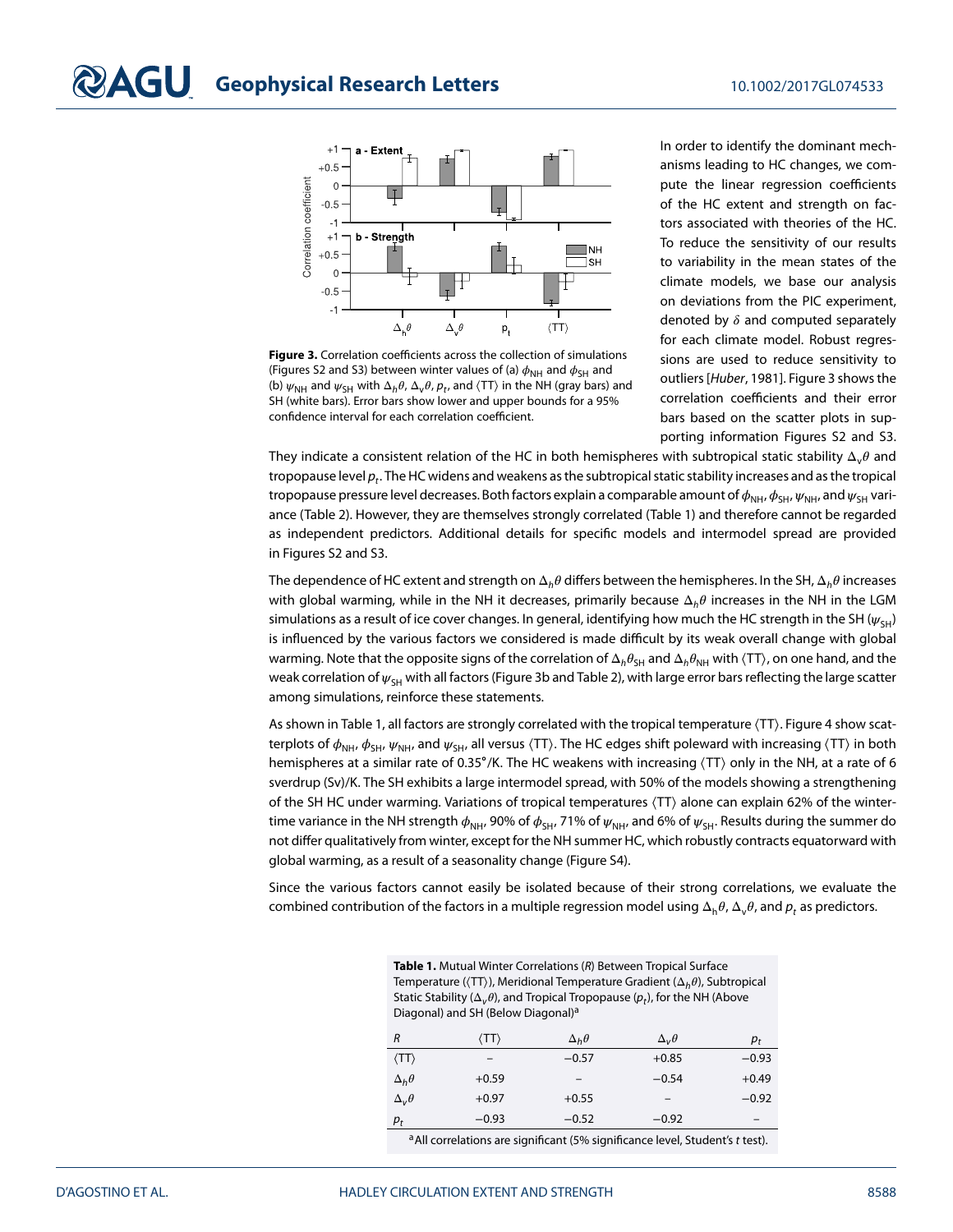**Figure 3.** Correlation coefficients across the collection of simulations (Figures S2 and S3) between winter values of (a) $\phi_{NH}$ and $\phi_{SH}$ and (b) $\psi_{NH}$ and $\psi_{SH}$ with $\Delta_h\theta$, $\Delta_v\theta$, $p_t$, and $\langle TT \rangle$ in the NH (gray bars) and SH (white bars). Error bars show lower and upper bounds for a 95% confidence interval for each correlation coefficient.

In order to identify the dominant mechanisms leading to HC changes, we compute the linear regression coefficients of the HC extent and strength on factors associated with theories of the HC. To reduce the sensitivity of our results to variability in the mean states of the climate models, we base our analysis on deviations from the PIC experiment, denoted by $\delta$ and computed separately for each climate model. Robust regressions are used to reduce sensitivity to outliers [*Huber*, 1981]. Figure 3 shows the correlation coefficients and their error bars based on the scatter plots in supporting information Figures S2 and S3. They indicate a consistent relation of the HC in both hemispheres with subtropical static stability $\Delta_v\theta$ and tropopause level $p_t$. The HC widens and weakens as the subtropical static stability increases and as the tropical tropopause pressure level decreases. Both factors explain a comparable amount of $\phi_{NH}$, $\phi_{SH}$, $\psi_{NH}$, and $\psi_{SH}$ variance (Table 2). However, they are themselves strongly correlated (Table 1) and therefore cannot be regarded as independent predictors. Additional details for specific models and intermodel spread are provided in Figures S2 and S3.

The dependence of HC extent and strength on $\Delta_h\theta$ differs between the hemispheres. In the SH, $\Delta_h\theta$ increases with global warming, while in the NH it decreases, primarily because $\Delta_h\theta$ increases in the NH in the LGM simulations as a result of ice cover changes. In general, identifying how much the HC strength in the SH ($\psi_{SH}$) is influenced by the various factors we considered is made difficult by its weak overall change with global warming. Note that the opposite signs of the correlation of $\Delta_h\theta_{SH}$ and $\Delta_h\theta_{NH}$ with $\langle TT \rangle$, on one hand, and the weak correlation of $\psi_{SH}$ with all factors (Figure 3b and Table 2), with large error bars reflecting the large scatter among simulations, reinforce these statements.

As shown in Table 1, all factors are strongly correlated with the tropical temperature $\langle TT \rangle$. Figure 4 show scatterplots of $\phi_{NH}$, $\phi_{SH}$, $\psi_{NH}$, and $\psi_{SH}$, all versus $\langle TT \rangle$. The HC edges shift poleward with increasing $\langle TT \rangle$ in both hemispheres at a similar rate of 0.35°/K. The HC weakens with increasing $\langle TT \rangle$ only in the NH, at a rate of 6 sverdrup (Sv)/K. The SH exhibits a large intermodel spread, with 50% of the models showing a strengthening of the SH HC under warming. Variations of tropical temperatures $\langle TT \rangle$ alone can explain 62% of the wintertime variance in the NH strength $\phi_{NH}$, 90% of $\phi_{SH}$, 71% of $\psi_{NH}$, and 6% of $\psi_{SH}$. Results during the summer do not differ qualitatively from winter, except for the NH summer HC, which robustly contracts equatorward with global warming, as a result of a seasonality change (Figure S4).

Since the various factors cannot easily be isolated because of their strong correlations, we evaluate the combined contribution of the factors in a multiple regression model using $\Delta_h\theta$, $\Delta_v\theta$, and $p_t$ as predictors.

**Table 1.** Mutual Winter Correlations ($R$) Between Tropical Surface Temperature ($\langle TT \rangle$), Meridional Temperature Gradient ($\Delta_h\theta$), Subtropical Static Stability ($\Delta_v\theta$), and Tropical Tropopause ($p_t$), for the NH (Above Diagonal) and SH (Below Diagonal)[a]

| $R$ | $\langle TT \rangle$ | $\Delta_h\theta$ | $\Delta_v\theta$ | $p_t$ |
|---|---|---|---|---|
| $\langle TT \rangle$ | – | −0.57 | +0.85 | −0.93 |
| $\Delta_h\theta$ | +0.59 | – | −0.54 | +0.49 |
| $\Delta_v\theta$ | +0.97 | +0.55 | – | −0.92 |
| $p_t$ | −0.93 | −0.52 | −0.92 | – |

[a]All correlations are significant (5% significance level, Student's *t* test).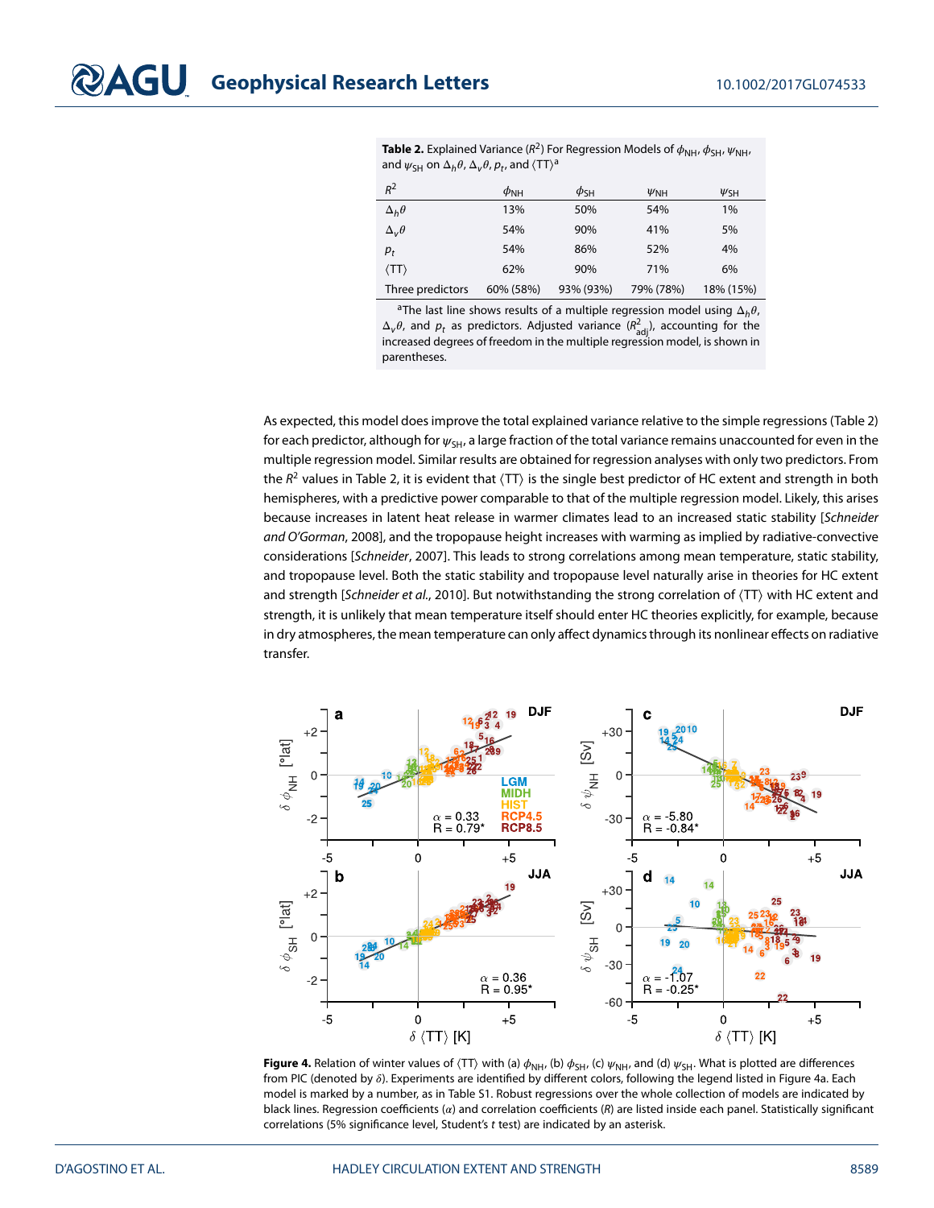**Table 2.** Explained Variance ($R^2$) For Regression Models of $\phi_{NH}$, $\phi_{SH}$, $\psi_{NH}$, and $\psi_{SH}$ on $\Delta_h\theta$, $\Delta_v\theta$, $p_t$, and $\langle TT \rangle$[a]

| $R^2$ | $\phi_{NH}$ | $\phi_{SH}$ | $\psi_{NH}$ | $\psi_{SH}$ |
|---|---|---|---|---|
| $\Delta_h\theta$ | 13% | 50% | 54% | 1% |
| $\Delta_v\theta$ | 54% | 90% | 41% | 5% |
| $p_t$ | 54% | 86% | 52% | 4% |
| $\langle TT \rangle$ | 62% | 90% | 71% | 6% |
| Three predictors | 60% (58%) | 93% (93%) | 79% (78%) | 18% (15%) |

[a]The last line shows results of a multiple regression model using $\Delta_h\theta$, $\Delta_v\theta$, and $p_t$ as predictors. Adjusted variance ($R^2_{adj}$), accounting for the increased degrees of freedom in the multiple regression model, is shown in parentheses.

As expected, this model does improve the total explained variance relative to the simple regressions (Table 2) for each predictor, although for $\psi_{SH}$, a large fraction of the total variance remains unaccounted for even in the multiple regression model. Similar results are obtained for regression analyses with only two predictors. From the $R^2$ values in Table 2, it is evident that $\langle TT \rangle$ is the single best predictor of HC extent and strength in both hemispheres, with a predictive power comparable to that of the multiple regression model. Likely, this arises because increases in latent heat release in warmer climates lead to an increased static stability [*Schneider and O'Gorman*, 2008], and the tropopause height increases with warming as implied by radiative-convective considerations [*Schneider*, 2007]. This leads to strong correlations among mean temperature, static stability, and tropopause level. Both the static stability and tropopause level naturally arise in theories for HC extent and strength [*Schneider et al.*, 2010]. But notwithstanding the strong correlation of $\langle TT \rangle$ with HC extent and strength, it is unlikely that mean temperature itself should enter HC theories explicitly, for example, because in dry atmospheres, the mean temperature can only affect dynamics through its nonlinear effects on radiative transfer.

**Figure 4.** Relation of winter values of $\langle TT \rangle$ with (a) $\phi_{NH}$, (b) $\phi_{SH}$, (c) $\psi_{NH}$, and (d) $\psi_{SH}$. What is plotted are differences from PIC (denoted by $\delta$). Experiments are identified by different colors, following the legend listed in Figure 4a. Each model is marked by a number, as in Table S1. Robust regressions over the whole collection of models are indicated by black lines. Regression coefficients ($\alpha$) and correlation coefficients ($R$) are listed inside each panel. Statistically significant correlations (5% significance level, Student's $t$ test) are indicated by an asterisk.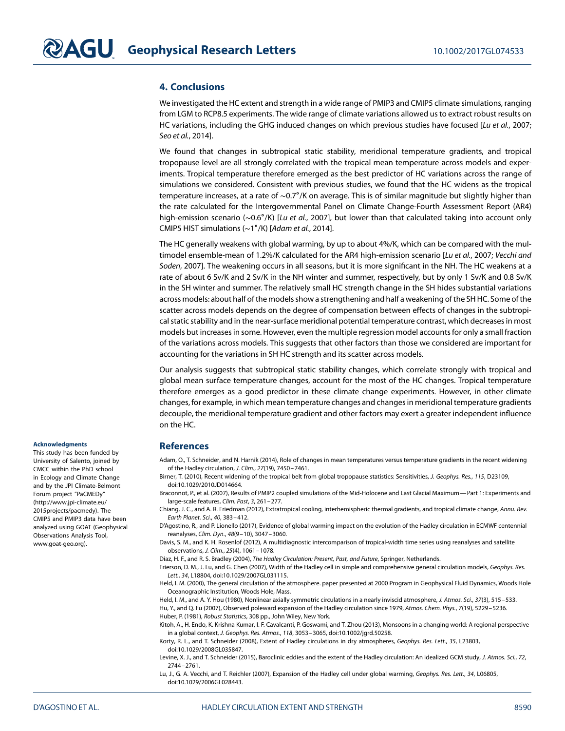## 4. Conclusions

We investigated the HC extent and strength in a wide range of PMIP3 and CMIP5 climate simulations, ranging from LGM to RCP8.5 experiments. The wide range of climate variations allowed us to extract robust results on HC variations, including the GHG induced changes on which previous studies have focused [*Lu et al.*, 2007; *Seo et al.*, 2014].

We found that changes in subtropical static stability, meridional temperature gradients, and tropical tropopause level are all strongly correlated with the tropical mean temperature across models and experiments. Tropical temperature therefore emerged as the best predictor of HC variations across the range of simulations we considered. Consistent with previous studies, we found that the HC widens as the tropical temperature increases, at a rate of ~0.7°/K on average. This is of similar magnitude but slightly higher than the rate calculated for the Intergovernmental Panel on Climate Change-Fourth Assessment Report (AR4) high-emission scenario (~0.6°/K) [*Lu et al.*, 2007], but lower than that calculated taking into account only CMIP5 HIST simulations (~1°/K) [*Adam et al.*, 2014].

The HC generally weakens with global warming, by up to about 4%/K, which can be compared with the multimodel ensemble-mean of 1.2%/K calculated for the AR4 high-emission scenario [*Lu et al.*, 2007; *Vecchi and Soden*, 2007]. The weakening occurs in all seasons, but it is more significant in the NH. The HC weakens at a rate of about 6 Sv/K and 2 Sv/K in the NH winter and summer, respectively, but by only 1 Sv/K and 0.8 Sv/K in the SH winter and summer. The relatively small HC strength change in the SH hides substantial variations across models: about half of the models show a strengthening and half a weakening of the SH HC. Some of the scatter across models depends on the degree of compensation between effects of changes in the subtropical static stability and in the near-surface meridional potential temperature contrast, which decreases in most models but increases in some. However, even the multiple regression model accounts for only a small fraction of the variations across models. This suggests that other factors than those we considered are important for accounting for the variations in SH HC strength and its scatter across models.

Our analysis suggests that subtropical static stability changes, which correlate strongly with tropical and global mean surface temperature changes, account for the most of the HC changes. Tropical temperature therefore emerges as a good predictor in these climate change experiments. However, in other climate changes, for example, in which mean temperature changes and changes in meridional temperature gradients decouple, the meridional temperature gradient and other factors may exert a greater independent influence on the HC.

#### Acknowledgments

This study has been funded by University of Salento, joined by CMCC within the PhD school in Ecology and Climate Change and by the JPI Climate-Belmont Forum project "PaCMEDy" (http://www.jpi-climate.eu/2015projects/pacmedy). The CMIP5 and PMIP3 data have been analyzed using GOAT (Geophysical Observations Analysis Tool, www.goat-geo.org).

## References

Adam, O., T. Schneider, and N. Harnik (2014), Role of changes in mean temperatures versus temperature gradients in the recent widening of the Hadley circulation, *J. Clim.*, *27*(19), 7450–7461.

Birner, T. (2010), Recent widening of the tropical belt from global tropopause statistics: Sensitivities, *J. Geophys. Res.*, *115*, D23109, doi:10.1029/2010JD014664.

Braconnot, P., et al. (2007), Results of PMIP2 coupled simulations of the Mid-Holocene and Last Glacial Maximum — Part 1: Experiments and large-scale features, *Clim. Past*, *3*, 261–277.

Chiang, J. C., and A. R. Friedman (2012), Extratropical cooling, interhemispheric thermal gradients, and tropical climate change, *Annu. Rev. Earth Planet. Sci.*, *40*, 383–412.

D'Agostino, R., and P. Lionello (2017), Evidence of global warming impact on the evolution of the Hadley circulation in ECMWF centennial reanalyses, *Clim. Dyn.*, *48*(9–10), 3047–3060.

Davis, S. M., and K. H. Rosenlof (2012), A multidiagnostic intercomparison of tropical-width time series using reanalyses and satellite observations, *J. Clim.*, *25*(4), 1061–1078.

Diaz, H. F., and R. S. Bradley (2004), *The Hadley Circulation: Present, Past, and Future*, Springer, Netherlands.

Frierson, D. M., J. Lu, and G. Chen (2007), Width of the Hadley cell in simple and comprehensive general circulation models, *Geophys. Res. Lett.*, *34*, L18804, doi:10.1029/2007GL031115.

Held, I. M. (2000), The general circulation of the atmosphere. paper presented at 2000 Program in Geophysical Fluid Dynamics, Woods Hole Oceanographic Institution, Woods Hole, Mass.

Held, I. M., and A. Y. Hou (1980), Nonlinear axially symmetric circulations in a nearly inviscid atmosphere, *J. Atmos. Sci.*, *37*(3), 515–533.

Hu, Y., and Q. Fu (2007), Observed poleward expansion of the Hadley circulation since 1979, *Atmos. Chem. Phys.*, *7*(19), 5229–5236.

Huber, P. (1981), *Robust Statistics*, 308 pp., John Wiley, New York.

Kitoh, A., H. Endo, K. Krishna Kumar, I. F. Cavalcanti, P. Goswami, and T. Zhou (2013), Monsoons in a changing world: A regional perspective in a global context, *J. Geophys. Res. Atmos.*, *118*, 3053–3065, doi:10.1002/jgrd.50258.

Korty, R. L., and T. Schneider (2008), Extent of Hadley circulations in dry atmospheres, *Geophys. Res. Lett.*, *35*, L23803, doi:10.1029/2008GL035847.

Levine, X. J., and T. Schneider (2015), Baroclinic eddies and the extent of the Hadley circulation: An idealized GCM study, *J. Atmos. Sci.*, *72*, 2744–2761.

Lu, J., G. A. Vecchi, and T. Reichler (2007), Expansion of the Hadley cell under global warming, *Geophys. Res. Lett.*, *34*, L06805, doi:10.1029/2006GL028443.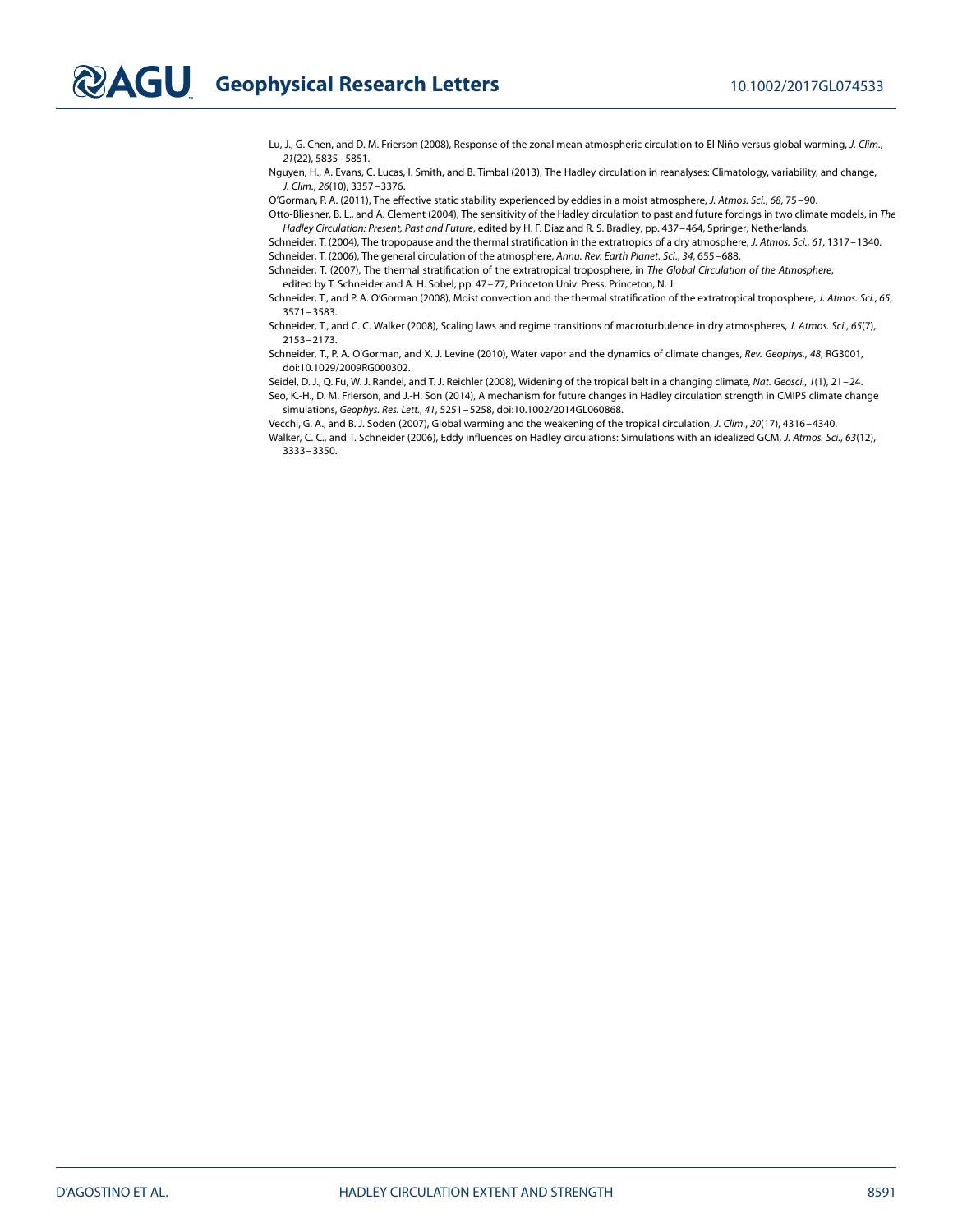Lu, J., G. Chen, and D. M. Frierson (2008), Response of the zonal mean atmospheric circulation to El Niño versus global warming, *J. Clim.*, *21*(22), 5835–5851.

Nguyen, H., A. Evans, C. Lucas, I. Smith, and B. Timbal (2013), The Hadley circulation in reanalyses: Climatology, variability, and change, *J. Clim.*, *26*(10), 3357–3376.

O'Gorman, P. A. (2011), The effective static stability experienced by eddies in a moist atmosphere, *J. Atmos. Sci.*, *68*, 75–90.

Otto-Bliesner, B. L., and A. Clement (2004), The sensitivity of the Hadley circulation to past and future forcings in two climate models, in *The Hadley Circulation: Present, Past and Future*, edited by H. F. Diaz and R. S. Bradley, pp. 437–464, Springer, Netherlands.

Schneider, T. (2004), The tropopause and the thermal stratification in the extratropics of a dry atmosphere, *J. Atmos. Sci.*, *61*, 1317–1340.

Schneider, T. (2006), The general circulation of the atmosphere, *Annu. Rev. Earth Planet. Sci.*, *34*, 655–688.

Schneider, T. (2007), The thermal stratification of the extratropical troposphere, in *The Global Circulation of the Atmosphere*, edited by T. Schneider and A. H. Sobel, pp. 47–77, Princeton Univ. Press, Princeton, N. J.

Schneider, T., and P. A. O'Gorman (2008), Moist convection and the thermal stratification of the extratropical troposphere, *J. Atmos. Sci.*, *65*, 3571–3583.

Schneider, T., and C. C. Walker (2008), Scaling laws and regime transitions of macroturbulence in dry atmospheres, *J. Atmos. Sci.*, *65*(7), 2153–2173.

Schneider, T., P. A. O'Gorman, and X. J. Levine (2010), Water vapor and the dynamics of climate changes, *Rev. Geophys.*, *48*, RG3001, doi:10.1029/2009RG000302.

Seidel, D. J., Q. Fu, W. J. Randel, and T. J. Reichler (2008), Widening of the tropical belt in a changing climate, *Nat. Geosci.*, *1*(1), 21–24.

Seo, K.-H., D. M. Frierson, and J.-H. Son (2014), A mechanism for future changes in Hadley circulation strength in CMIP5 climate change simulations, *Geophys. Res. Lett.*, *41*, 5251–5258, doi:10.1002/2014GL060868.

Vecchi, G. A., and B. J. Soden (2007), Global warming and the weakening of the tropical circulation, *J. Clim.*, *20*(17), 4316–4340.

Walker, C. C., and T. Schneider (2006), Eddy influences on Hadley circulations: Simulations with an idealized GCM, *J. Atmos. Sci.*, *63*(12), 3333–3350.